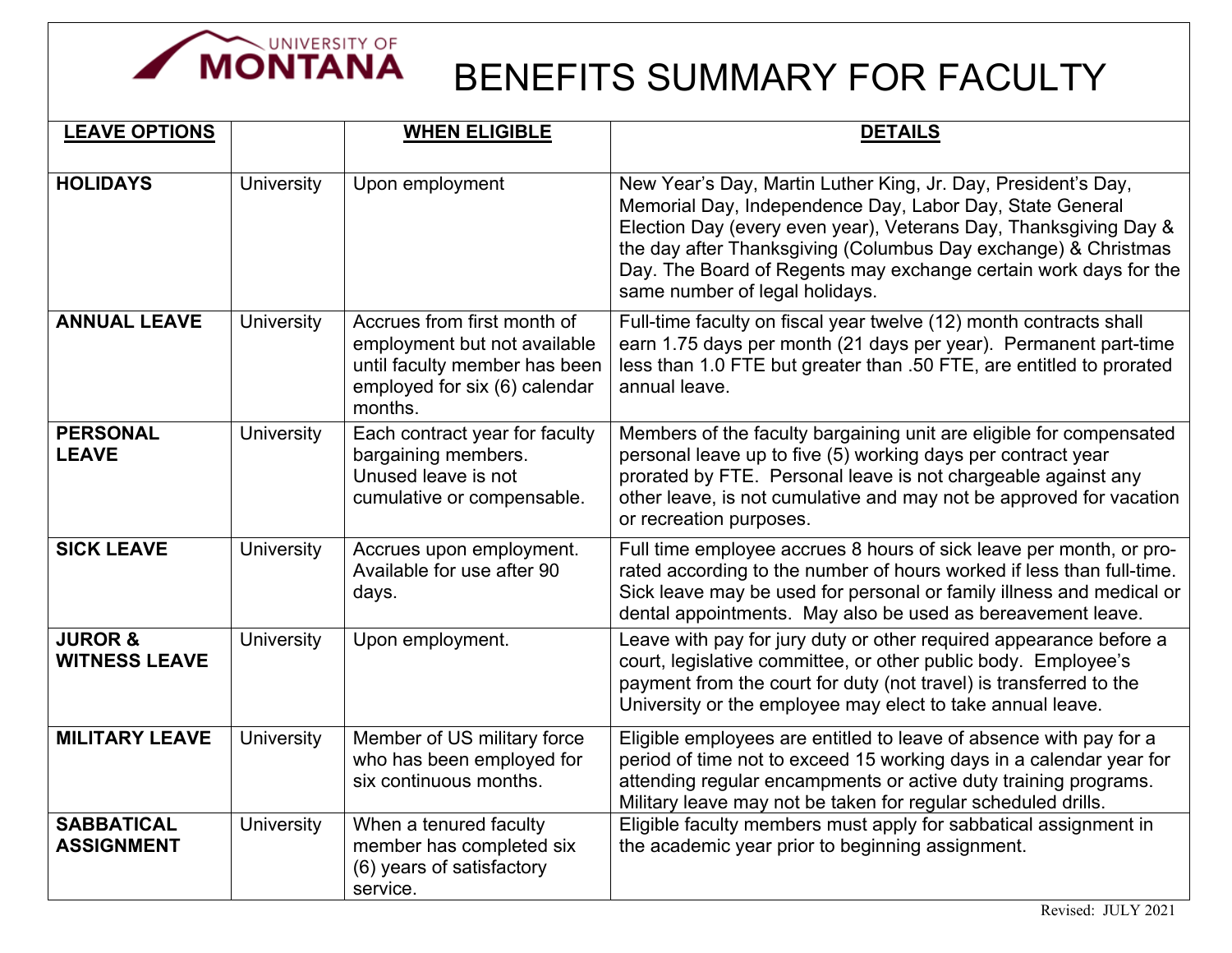# UNIVERSITY OF MONTANA BENEFITS SUMMARY FOR FACULTY

| LEAVE OPTIONS | | WHEN ELIGIBLE | DETAILS |
|---|---|---|---|
| **HOLIDAYS** | University | Upon employment | New Year's Day, Martin Luther King, Jr. Day, President's Day, Memorial Day, Independence Day, Labor Day, State General Election Day (every even year), Veterans Day, Thanksgiving Day & the day after Thanksgiving (Columbus Day exchange) & Christmas Day. The Board of Regents may exchange certain work days for the same number of legal holidays. |
| **ANNUAL LEAVE** | University | Accrues from first month of employment but not available until faculty member has been employed for six (6) calendar months. | Full-time faculty on fiscal year twelve (12) month contracts shall earn 1.75 days per month (21 days per year). Permanent part-time less than 1.0 FTE but greater than .50 FTE, are entitled to prorated annual leave. |
| **PERSONAL LEAVE** | University | Each contract year for faculty bargaining members. Unused leave is not cumulative or compensable. | Members of the faculty bargaining unit are eligible for compensated personal leave up to five (5) working days per contract year prorated by FTE. Personal leave is not chargeable against any other leave, is not cumulative and may not be approved for vacation or recreation purposes. |
| **SICK LEAVE** | University | Accrues upon employment. Available for use after 90 days. | Full time employee accrues 8 hours of sick leave per month, or pro-rated according to the number of hours worked if less than full-time. Sick leave may be used for personal or family illness and medical or dental appointments. May also be used as bereavement leave. |
| **JUROR & WITNESS LEAVE** | University | Upon employment. | Leave with pay for jury duty or other required appearance before a court, legislative committee, or other public body. Employee's payment from the court for duty (not travel) is transferred to the University or the employee may elect to take annual leave. |
| **MILITARY LEAVE** | University | Member of US military force who has been employed for six continuous months. | Eligible employees are entitled to leave of absence with pay for a period of time not to exceed 15 working days in a calendar year for attending regular encampments or active duty training programs. Military leave may not be taken for regular scheduled drills. |
| **SABBATICAL ASSIGNMENT** | University | When a tenured faculty member has completed six (6) years of satisfactory service. | Eligible faculty members must apply for sabbatical assignment in the academic year prior to beginning assignment. |

Revised: JULY 2021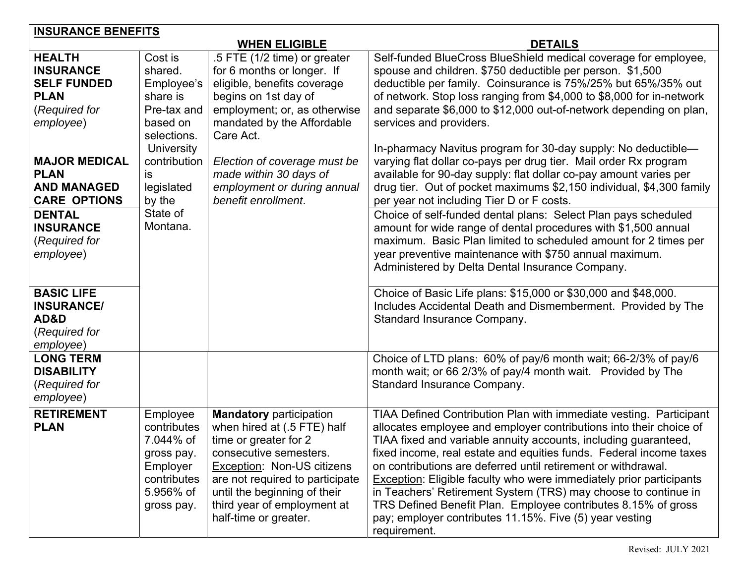**INSURANCE BENEFITS**

| | | WHEN ELIGIBLE | DETAILS |
|---|---|---|---|
| **HEALTH INSURANCE SELF FUNDED PLAN** (*Required for employee*)<br><br>**MAJOR MEDICAL PLAN AND MANAGED CARE OPTIONS** | Cost is shared. Employee's share is Pre-tax and based on selections. University contribution is legislated by the State of Montana. | .5 FTE (1/2 time) or greater for 6 months or longer. If eligible, benefits coverage begins on 1st day of employment; or, as otherwise mandated by the Affordable Care Act.<br><br>*Election of coverage must be made within 30 days of employment or during annual benefit enrollment*. | Self-funded BlueCross BlueShield medical coverage for employee, spouse and children. $750 deductible per person. $1,500 deductible per family. Coinsurance is 75%/25% but 65%/35% out of network. Stop loss ranging from $4,000 to $8,000 for in-network and separate $6,000 to $12,000 out-of-network depending on plan, services and providers.<br><br>In-pharmacy Navitus program for 30-day supply: No deductible—varying flat dollar co-pays per drug tier. Mail order Rx program available for 90-day supply: flat dollar co-pay amount varies per drug tier. Out of pocket maximums $2,150 individual, $4,300 family per year not including Tier D or F costs. |
| **DENTAL INSURANCE** (*Required for employee*) | | | Choice of self-funded dental plans: Select Plan pays scheduled amount for wide range of dental procedures with $1,500 annual maximum. Basic Plan limited to scheduled amount for 2 times per year preventive maintenance with $750 annual maximum. Administered by Delta Dental Insurance Company. |
| **BASIC LIFE INSURANCE/ AD&D** (*Required for employee*) | | | Choice of Basic Life plans: $15,000 or $30,000 and $48,000. Includes Accidental Death and Dismemberment. Provided by The Standard Insurance Company. |
| **LONG TERM DISABILITY** (*Required for employee*) | | | Choice of LTD plans: 60% of pay/6 month wait; 66-2/3% of pay/6 month wait; or 66 2/3% of pay/4 month wait. Provided by The Standard Insurance Company. |
| **RETIREMENT PLAN** | Employee contributes 7.044% of gross pay. Employer contributes 5.956% of gross pay. | **Mandatory** participation when hired at (.5 FTE) half time or greater for 2 consecutive semesters. <u>Exception</u>: Non-US citizens are not required to participate until the beginning of their third year of employment at half-time or greater. | TIAA Defined Contribution Plan with immediate vesting. Participant allocates employee and employer contributions into their choice of TIAA fixed and variable annuity accounts, including guaranteed, fixed income, real estate and equities funds. Federal income taxes on contributions are deferred until retirement or withdrawal. <u>Exception</u>: Eligible faculty who were immediately prior participants in Teachers' Retirement System (TRS) may choose to continue in TRS Defined Benefit Plan. Employee contributes 8.15% of gross pay; employer contributes 11.15%. Five (5) year vesting requirement. |

Revised: JULY 2021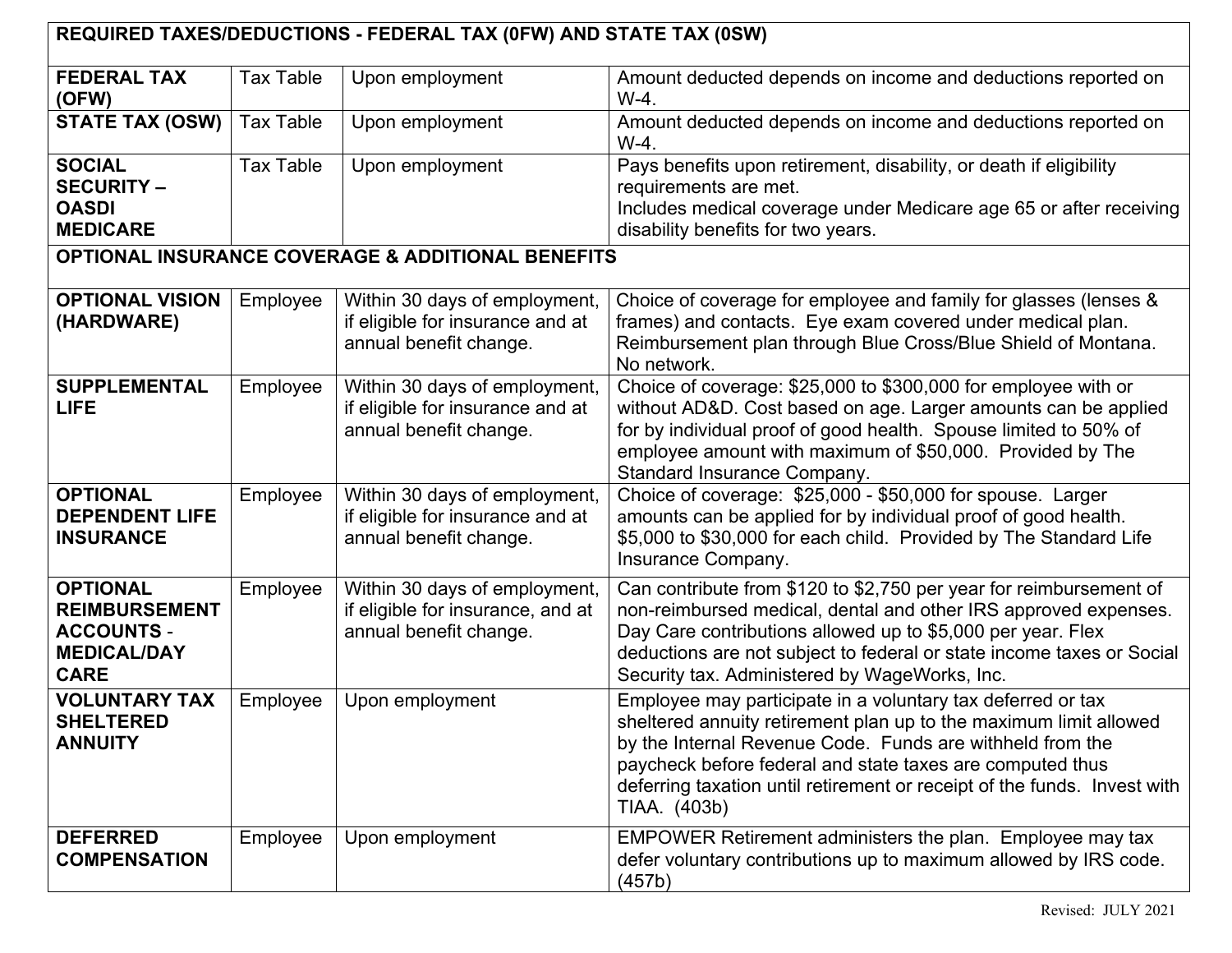| REQUIRED TAXES/DEDUCTIONS - FEDERAL TAX (0FW) AND STATE TAX (0SW) | | | |
|---|---|---|---|
| **FEDERAL TAX (OFW)** | Tax Table | Upon employment | Amount deducted depends on income and deductions reported on W-4. |
| **STATE TAX (OSW)** | Tax Table | Upon employment | Amount deducted depends on income and deductions reported on W-4. |
| **SOCIAL SECURITY – OASDI MEDICARE** | Tax Table | Upon employment | Pays benefits upon retirement, disability, or death if eligibility requirements are met. Includes medical coverage under Medicare age 65 or after receiving disability benefits for two years. |
| **OPTIONAL INSURANCE COVERAGE & ADDITIONAL BENEFITS** | | | |
| **OPTIONAL VISION (HARDWARE)** | Employee | Within 30 days of employment, if eligible for insurance and at annual benefit change. | Choice of coverage for employee and family for glasses (lenses & frames) and contacts. Eye exam covered under medical plan. Reimbursement plan through Blue Cross/Blue Shield of Montana. No network. |
| **SUPPLEMENTAL LIFE** | Employee | Within 30 days of employment, if eligible for insurance and at annual benefit change. | Choice of coverage: $25,000 to $300,000 for employee with or without AD&D. Cost based on age. Larger amounts can be applied for by individual proof of good health. Spouse limited to 50% of employee amount with maximum of $50,000. Provided by The Standard Insurance Company. |
| **OPTIONAL DEPENDENT LIFE INSURANCE** | Employee | Within 30 days of employment, if eligible for insurance and at annual benefit change. | Choice of coverage: $25,000 - $50,000 for spouse. Larger amounts can be applied for by individual proof of good health. $5,000 to $30,000 for each child. Provided by The Standard Life Insurance Company. |
| **OPTIONAL REIMBURSEMENT ACCOUNTS - MEDICAL/DAY CARE** | Employee | Within 30 days of employment, if eligible for insurance, and at annual benefit change. | Can contribute from $120 to $2,750 per year for reimbursement of non-reimbursed medical, dental and other IRS approved expenses. Day Care contributions allowed up to $5,000 per year. Flex deductions are not subject to federal or state income taxes or Social Security tax. Administered by WageWorks, Inc. |
| **VOLUNTARY TAX SHELTERED ANNUITY** | Employee | Upon employment | Employee may participate in a voluntary tax deferred or tax sheltered annuity retirement plan up to the maximum limit allowed by the Internal Revenue Code. Funds are withheld from the paycheck before federal and state taxes are computed thus deferring taxation until retirement or receipt of the funds. Invest with TIAA. (403b) |
| **DEFERRED COMPENSATION** | Employee | Upon employment | EMPOWER Retirement administers the plan. Employee may tax defer voluntary contributions up to maximum allowed by IRS code. (457b) |

Revised: JULY 2021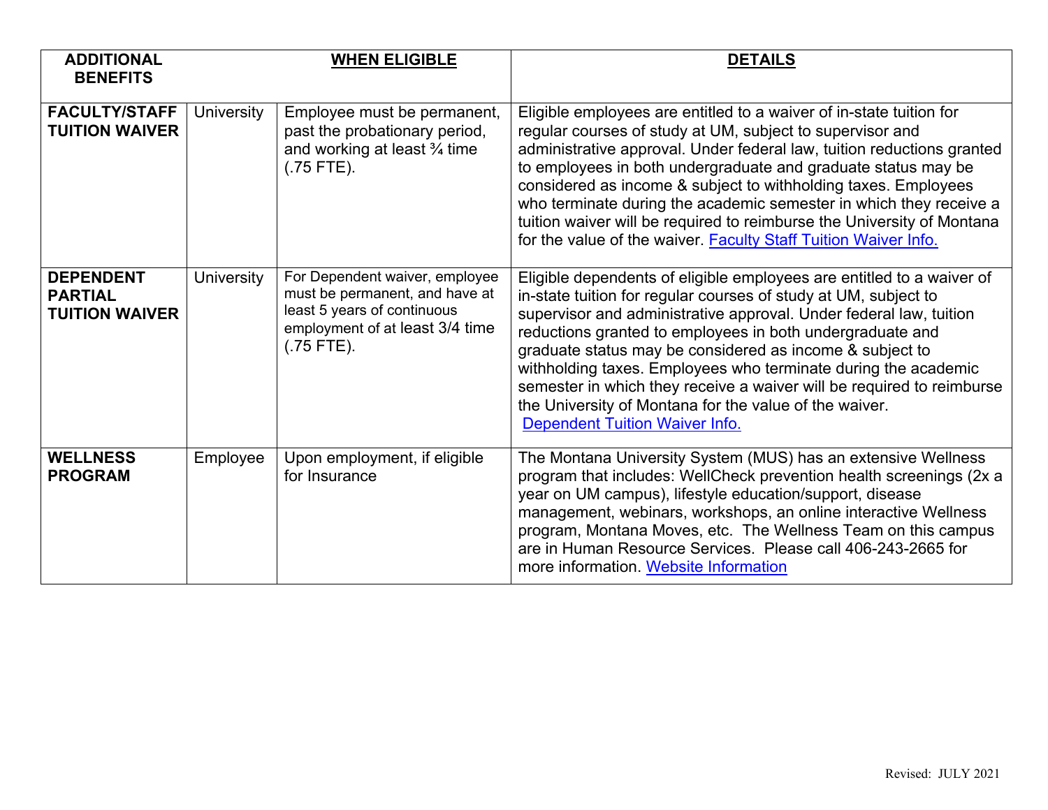| ADDITIONAL BENEFITS | WHEN ELIGIBLE | | DETAILS |
|---|---|---|---|
| **FACULTY/STAFF TUITION WAIVER** | University | Employee must be permanent, past the probationary period, and working at least ¾ time (.75 FTE). | Eligible employees are entitled to a waiver of in-state tuition for regular courses of study at UM, subject to supervisor and administrative approval. Under federal law, tuition reductions granted to employees in both undergraduate and graduate status may be considered as income & subject to withholding taxes. Employees who terminate during the academic semester in which they receive a tuition waiver will be required to reimburse the University of Montana for the value of the waiver. Faculty Staff Tuition Waiver Info. |
| **DEPENDENT PARTIAL TUITION WAIVER** | University | For Dependent waiver, employee must be permanent, and have at least 5 years of continuous employment of at least 3/4 time (.75 FTE). | Eligible dependents of eligible employees are entitled to a waiver of in-state tuition for regular courses of study at UM, subject to supervisor and administrative approval. Under federal law, tuition reductions granted to employees in both undergraduate and graduate status may be considered as income & subject to withholding taxes. Employees who terminate during the academic semester in which they receive a waiver will be required to reimburse the University of Montana for the value of the waiver. Dependent Tuition Waiver Info. |
| **WELLNESS PROGRAM** | Employee | Upon employment, if eligible for Insurance | The Montana University System (MUS) has an extensive Wellness program that includes: WellCheck prevention health screenings (2x a year on UM campus), lifestyle education/support, disease management, webinars, workshops, an online interactive Wellness program, Montana Moves, etc. The Wellness Team on this campus are in Human Resource Services. Please call 406-243-2665 for more information. Website Information |

Revised: JULY 2021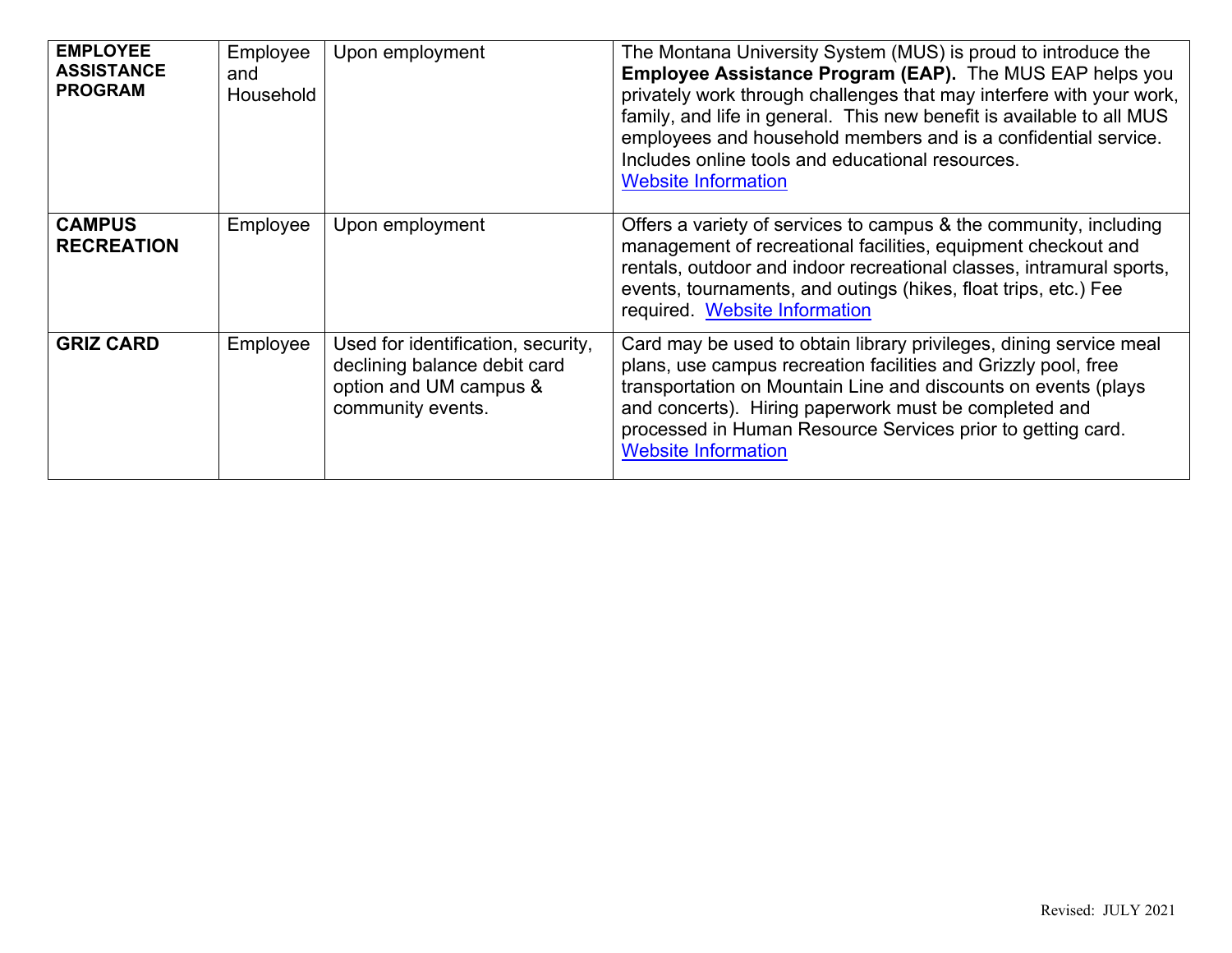| | | | |
|---|---|---|---|
| **EMPLOYEE ASSISTANCE PROGRAM** | Employee and Household | Upon employment | The Montana University System (MUS) is proud to introduce the **Employee Assistance Program (EAP).** The MUS EAP helps you privately work through challenges that may interfere with your work, family, and life in general. This new benefit is available to all MUS employees and household members and is a confidential service. Includes online tools and educational resources. Website Information |
| **CAMPUS RECREATION** | Employee | Upon employment | Offers a variety of services to campus & the community, including management of recreational facilities, equipment checkout and rentals, outdoor and indoor recreational classes, intramural sports, events, tournaments, and outings (hikes, float trips, etc.) Fee required. Website Information |
| **GRIZ CARD** | Employee | Used for identification, security, declining balance debit card option and UM campus & community events. | Card may be used to obtain library privileges, dining service meal plans, use campus recreation facilities and Grizzly pool, free transportation on Mountain Line and discounts on events (plays and concerts). Hiring paperwork must be completed and processed in Human Resource Services prior to getting card. Website Information |

Revised: JULY 2021